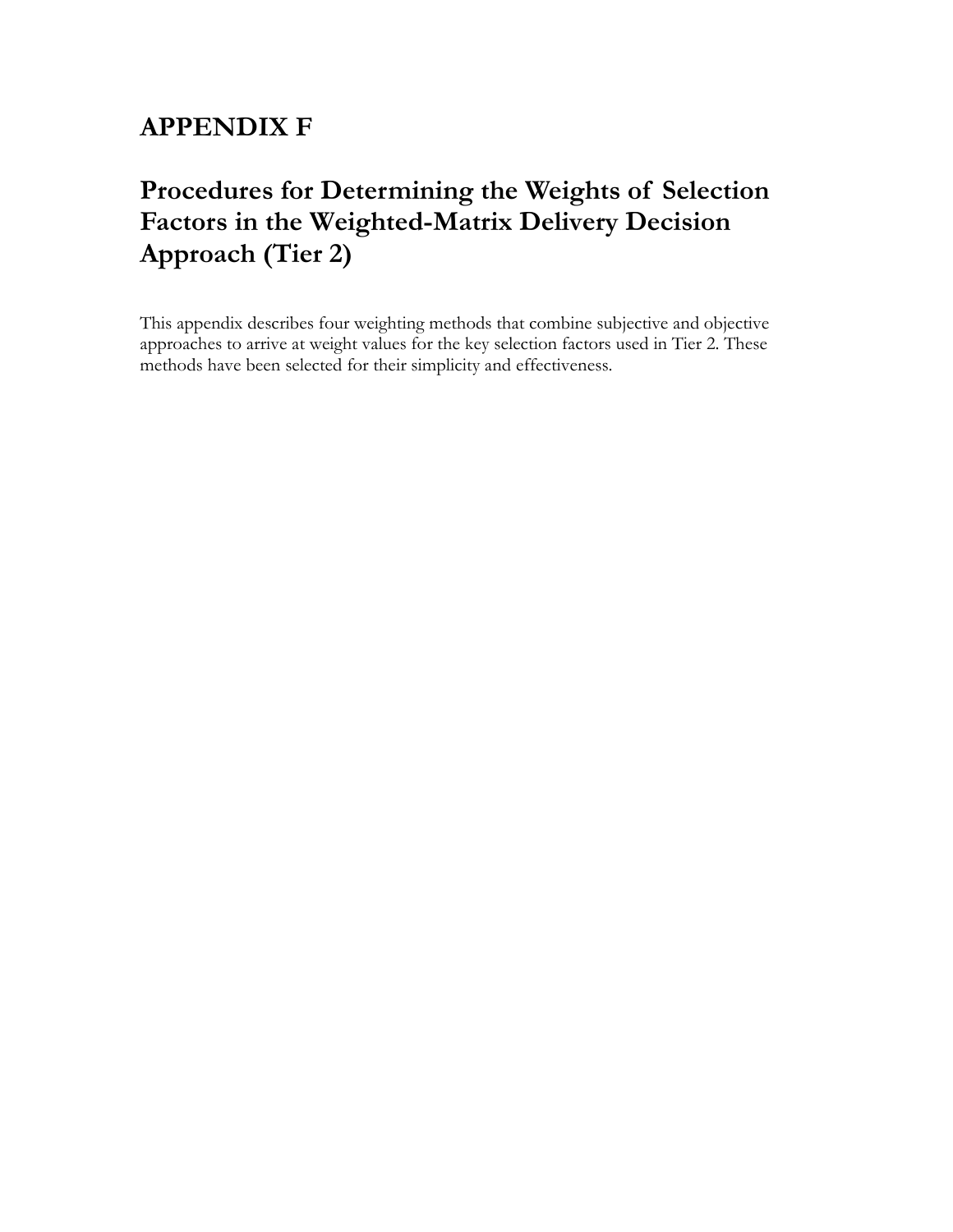# APPENDIX F

# Procedures for Determining the Weights of Selection Factors in the Weighted-Matrix Delivery Decision Approach (Tier 2)

This appendix describes four weighting methods that combine subjective and objective approaches to arrive at weight values for the key selection factors used in Tier 2. These methods have been selected for their simplicity and effectiveness.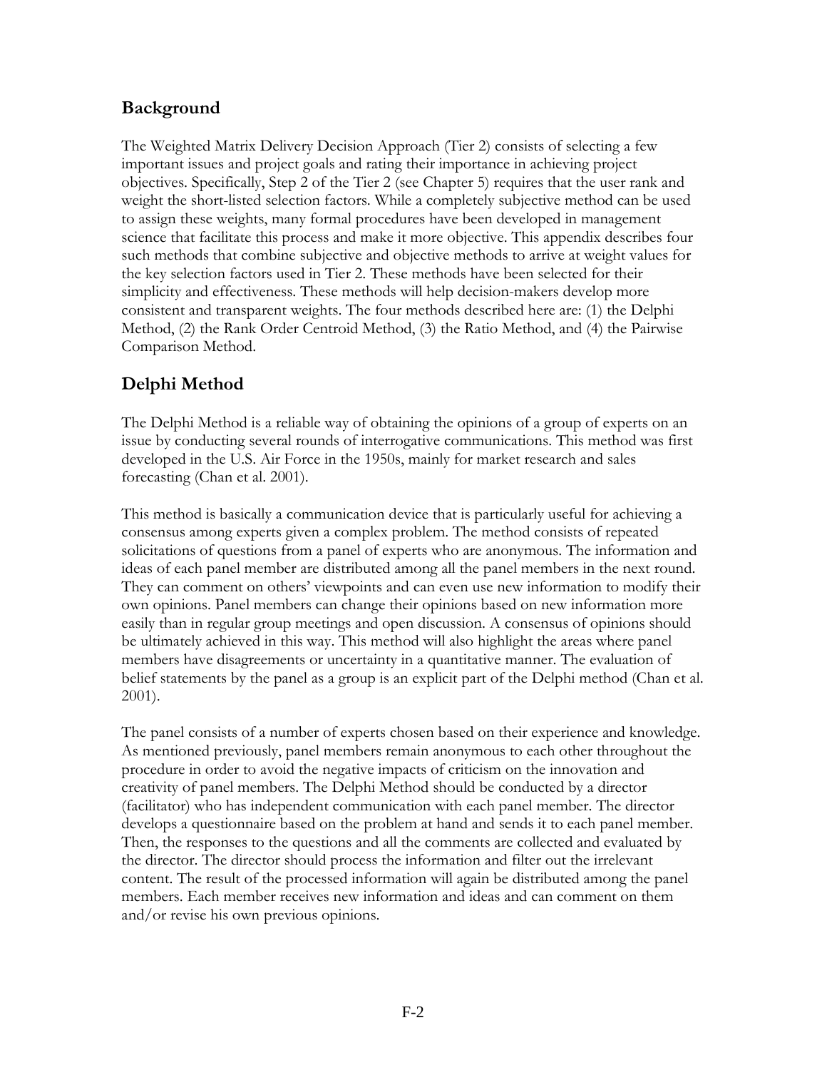## Background

The Weighted Matrix Delivery Decision Approach (Tier 2) consists of selecting a few important issues and project goals and rating their importance in achieving project objectives. Specifically, Step 2 of the Tier 2 (see Chapter 5) requires that the user rank and weight the short-listed selection factors. While a completely subjective method can be used to assign these weights, many formal procedures have been developed in management science that facilitate this process and make it more objective. This appendix describes four such methods that combine subjective and objective methods to arrive at weight values for the key selection factors used in Tier 2. These methods have been selected for their simplicity and effectiveness. These methods will help decision-makers develop more consistent and transparent weights. The four methods described here are: (1) the Delphi Method, (2) the Rank Order Centroid Method, (3) the Ratio Method, and (4) the Pairwise Comparison Method.

## Delphi Method

The Delphi Method is a reliable way of obtaining the opinions of a group of experts on an issue by conducting several rounds of interrogative communications. This method was first developed in the U.S. Air Force in the 1950s, mainly for market research and sales forecasting (Chan et al. 2001).

This method is basically a communication device that is particularly useful for achieving a consensus among experts given a complex problem. The method consists of repeated solicitations of questions from a panel of experts who are anonymous. The information and ideas of each panel member are distributed among all the panel members in the next round. They can comment on others' viewpoints and can even use new information to modify their own opinions. Panel members can change their opinions based on new information more easily than in regular group meetings and open discussion. A consensus of opinions should be ultimately achieved in this way. This method will also highlight the areas where panel members have disagreements or uncertainty in a quantitative manner. The evaluation of belief statements by the panel as a group is an explicit part of the Delphi method (Chan et al. 2001).

The panel consists of a number of experts chosen based on their experience and knowledge. As mentioned previously, panel members remain anonymous to each other throughout the procedure in order to avoid the negative impacts of criticism on the innovation and creativity of panel members. The Delphi Method should be conducted by a director (facilitator) who has independent communication with each panel member. The director develops a questionnaire based on the problem at hand and sends it to each panel member. Then, the responses to the questions and all the comments are collected and evaluated by the director. The director should process the information and filter out the irrelevant content. The result of the processed information will again be distributed among the panel members. Each member receives new information and ideas and can comment on them and/or revise his own previous opinions.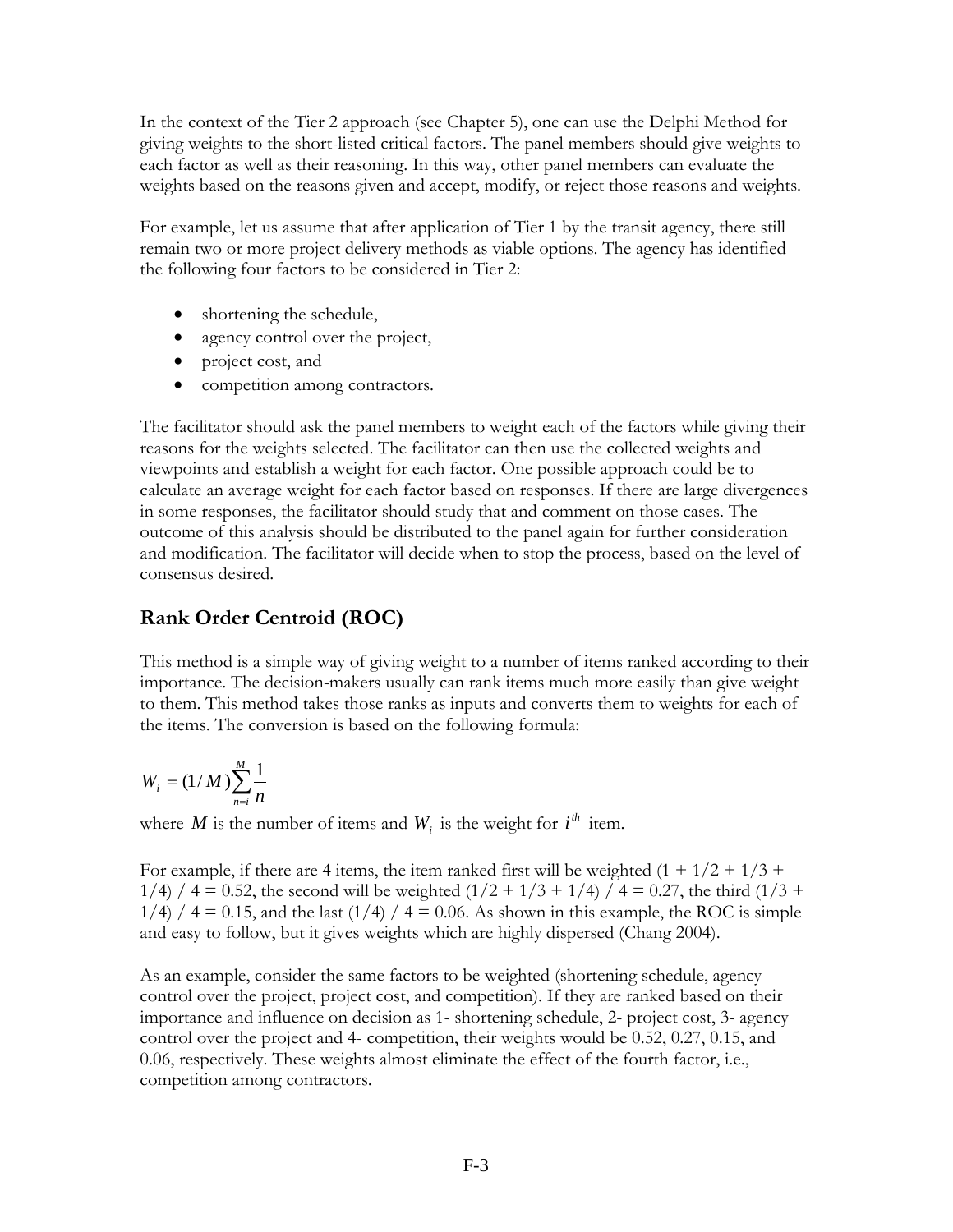In the context of the Tier 2 approach (see Chapter 5), one can use the Delphi Method for giving weights to the short-listed critical factors. The panel members should give weights to each factor as well as their reasoning. In this way, other panel members can evaluate the weights based on the reasons given and accept, modify, or reject those reasons and weights.

For example, let us assume that after application of Tier 1 by the transit agency, there still remain two or more project delivery methods as viable options. The agency has identified the following four factors to be considered in Tier 2:

- shortening the schedule,
- agency control over the project,
- project cost, and
- competition among contractors.

The facilitator should ask the panel members to weight each of the factors while giving their reasons for the weights selected. The facilitator can then use the collected weights and viewpoints and establish a weight for each factor. One possible approach could be to calculate an average weight for each factor based on responses. If there are large divergences in some responses, the facilitator should study that and comment on those cases. The outcome of this analysis should be distributed to the panel again for further consideration and modification. The facilitator will decide when to stop the process, based on the level of consensus desired.

## Rank Order Centroid (ROC)

This method is a simple way of giving weight to a number of items ranked according to their importance. The decision-makers usually can rank items much more easily than give weight to them. This method takes those ranks as inputs and converts them to weights for each of the items. The conversion is based on the following formula:

$$W_i = (1/M)\sum_{n=i}^{M}\frac{1}{n}$$

where $M$ is the number of items and $W_i$ is the weight for $i^{th}$ item.

For example, if there are 4 items, the item ranked first will be weighted (1 + 1/2 + 1/3 + 1/4) / 4 = 0.52, the second will be weighted (1/2 + 1/3 + 1/4) / 4 = 0.27, the third (1/3 + 1/4) / 4 = 0.15, and the last (1/4) / 4 = 0.06. As shown in this example, the ROC is simple and easy to follow, but it gives weights which are highly dispersed (Chang 2004).

As an example, consider the same factors to be weighted (shortening schedule, agency control over the project, project cost, and competition). If they are ranked based on their importance and influence on decision as 1- shortening schedule, 2- project cost, 3- agency control over the project and 4- competition, their weights would be 0.52, 0.27, 0.15, and 0.06, respectively. These weights almost eliminate the effect of the fourth factor, i.e., competition among contractors.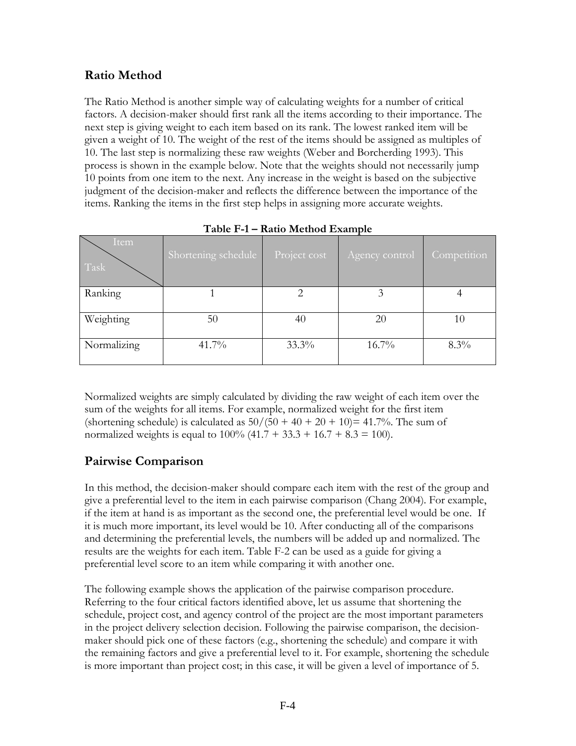## Ratio Method

The Ratio Method is another simple way of calculating weights for a number of critical factors. A decision-maker should first rank all the items according to their importance. The next step is giving weight to each item based on its rank. The lowest ranked item will be given a weight of 10. The weight of the rest of the items should be assigned as multiples of 10. The last step is normalizing these raw weights (Weber and Borcherding 1993). This process is shown in the example below. Note that the weights should not necessarily jump 10 points from one item to the next. Any increase in the weight is based on the subjective judgment of the decision-maker and reflects the difference between the importance of the items. Ranking the items in the first step helps in assigning more accurate weights.

**Table F-1 – Ratio Method Example**

| Task \ Item | Shortening schedule | Project cost | Agency control | Competition |
|---|---|---|---|---|
| Ranking | 1 | 2 | 3 | 4 |
| Weighting | 50 | 40 | 20 | 10 |
| Normalizing | 41.7% | 33.3% | 16.7% | 8.3% |

Normalized weights are simply calculated by dividing the raw weight of each item over the sum of the weights for all items. For example, normalized weight for the first item (shortening schedule) is calculated as $50/(50 + 40 + 20 + 10) = 41.7\%$. The sum of normalized weights is equal to 100% ($41.7 + 33.3 + 16.7 + 8.3 = 100$).

## Pairwise Comparison

In this method, the decision-maker should compare each item with the rest of the group and give a preferential level to the item in each pairwise comparison (Chang 2004). For example, if the item at hand is as important as the second one, the preferential level would be one. If it is much more important, its level would be 10. After conducting all of the comparisons and determining the preferential levels, the numbers will be added up and normalized. The results are the weights for each item. Table F-2 can be used as a guide for giving a preferential level score to an item while comparing it with another one.

The following example shows the application of the pairwise comparison procedure. Referring to the four critical factors identified above, let us assume that shortening the schedule, project cost, and agency control of the project are the most important parameters in the project delivery selection decision. Following the pairwise comparison, the decision-maker should pick one of these factors (e.g., shortening the schedule) and compare it with the remaining factors and give a preferential level to it. For example, shortening the schedule is more important than project cost; in this case, it will be given a level of importance of 5.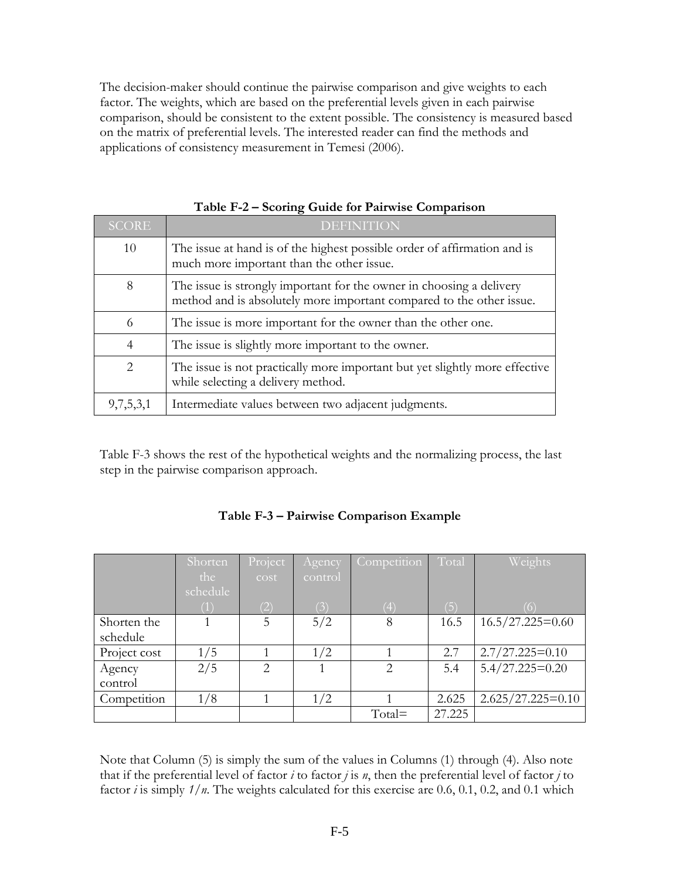The decision-maker should continue the pairwise comparison and give weights to each factor. The weights, which are based on the preferential levels given in each pairwise comparison, should be consistent to the extent possible. The consistency is measured based on the matrix of preferential levels. The interested reader can find the methods and applications of consistency measurement in Temesi (2006).

**Table F-2 – Scoring Guide for Pairwise Comparison**

| SCORE | DEFINITION |
|---|---|
| 10 | The issue at hand is of the highest possible order of affirmation and is much more important than the other issue. |
| 8 | The issue is strongly important for the owner in choosing a delivery method and is absolutely more important compared to the other issue. |
| 6 | The issue is more important for the owner than the other one. |
| 4 | The issue is slightly more important to the owner. |
| 2 | The issue is not practically more important but yet slightly more effective while selecting a delivery method. |
| 9,7,5,3,1 | Intermediate values between two adjacent judgments. |

Table F-3 shows the rest of the hypothetical weights and the normalizing process, the last step in the pairwise comparison approach.

**Table F-3 – Pairwise Comparison Example**

| | Shorten the schedule (1) | Project cost (2) | Agency control (3) | Competition (4) | Total (5) | Weights (6) |
|---|---|---|---|---|---|---|
| Shorten the schedule | 1 | 5 | 5/2 | 8 | 16.5 | 16.5/27.225=0.60 |
| Project cost | 1/5 | 1 | 1/2 | 1 | 2.7 | 2.7/27.225=0.10 |
| Agency control | 2/5 | 2 | 1 | 2 | 5.4 | 5.4/27.225=0.20 |
| Competition | 1/8 | 1 | 1/2 | 1 | 2.625 | 2.625/27.225=0.10 |
| | | | | Total= | 27.225 | |

Note that Column (5) is simply the sum of the values in Columns (1) through (4). Also note that if the preferential level of factor $i$ to factor $j$ is $n$, then the preferential level of factor $j$ to factor $i$ is simply $1/n$. The weights calculated for this exercise are 0.6, 0.1, 0.2, and 0.1 which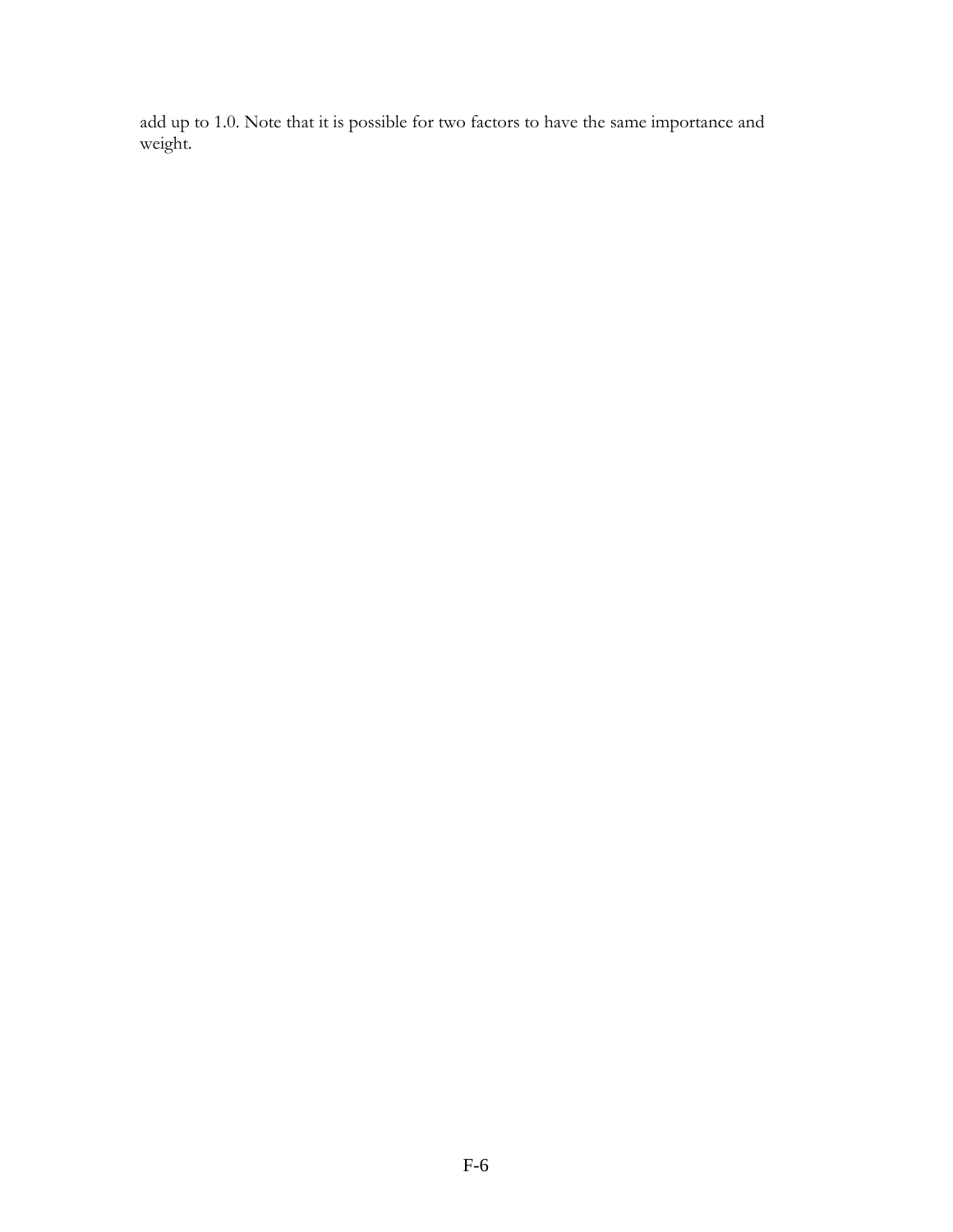add up to 1.0. Note that it is possible for two factors to have the same importance and weight.